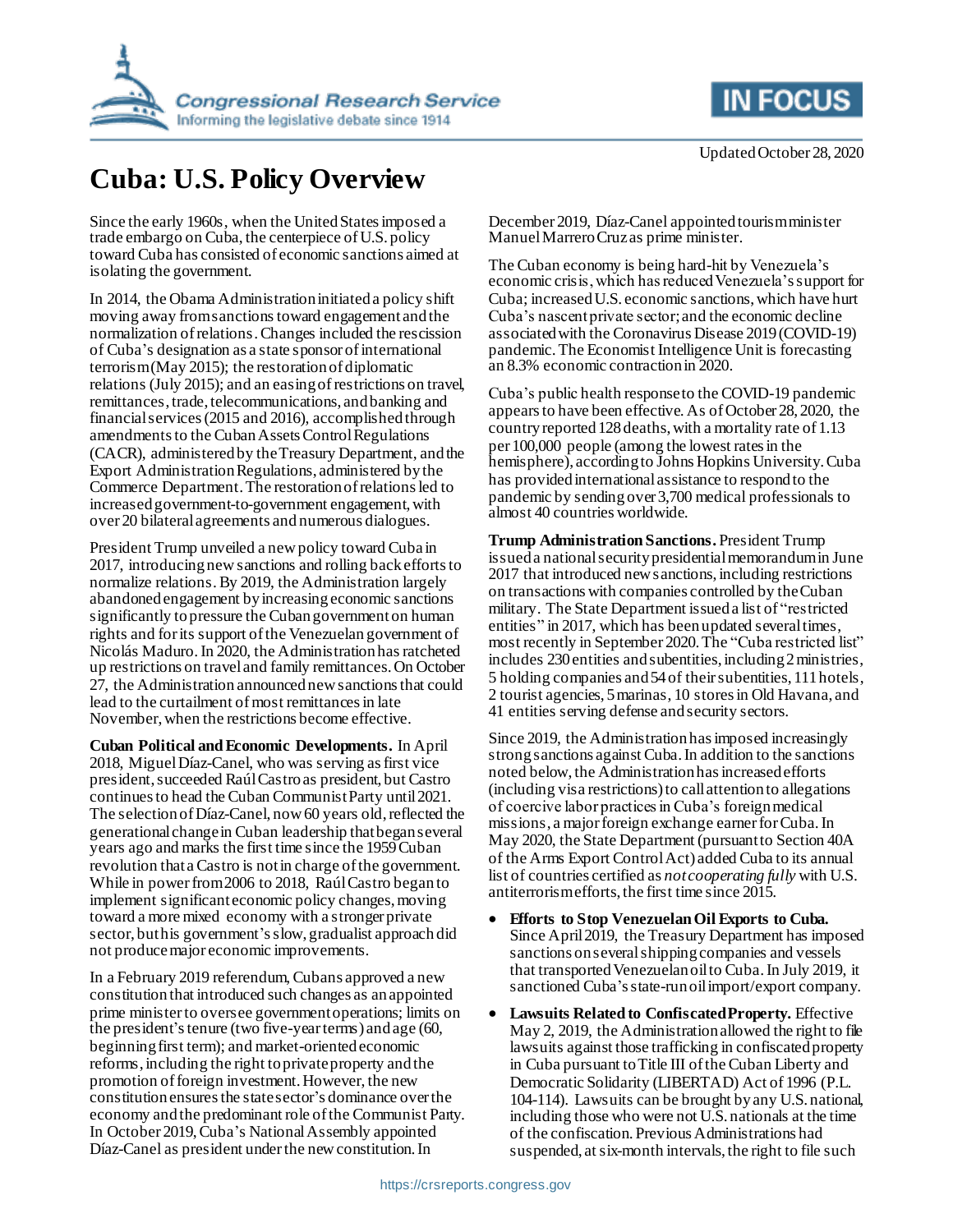# Cuba: U.S. Policy Overview

Updated October 28, 2020

Since the early 1960s, when the United States imposed a trade embargo on Cuba, the centerpiece of U.S. policy toward Cuba has consisted of economic sanctions aimed at isolating the government.

In 2014, the Obama Administration initiated a policy shift moving away from sanctions toward engagement and the normalization of relations. Changes included the rescission of Cuba's designation as a state sponsor of international terrorism (May 2015); the restoration of diplomatic relations (July 2015); and an easing of restrictions on travel, remittances, trade, telecommunications, and banking and financial services (2015 and 2016), accomplished through amendments to the Cuban Assets Control Regulations (CACR), administered by the Treasury Department, and the Export Administration Regulations, administered by the Commerce Department. The restoration of relations led to increased government-to-government engagement, with over 20 bilateral agreements and numerous dialogues.

President Trump unveiled a new policy toward Cuba in 2017, introducing new sanctions and rolling back efforts to normalize relations. By 2019, the Administration largely abandoned engagement by increasing economic sanctions significantly to pressure the Cuban government on human rights and for its support of the Venezuelan government of Nicolás Maduro. In 2020, the Administration has ratcheted up restrictions on travel and family remittances. On October 27, the Administration announced new sanctions that could lead to the curtailment of most remittances in late November, when the restrictions become effective.

**Cuban Political and Economic Developments.** In April 2018, Miguel Díaz-Canel, who was serving as first vice president, succeeded Raúl Castro as president, but Castro continues to head the Cuban Communist Party until 2021. The selection of Díaz-Canel, now 60 years old, reflected the generational change in Cuban leadership that began several years ago and marks the first time since the 1959 Cuban revolution that a Castro is not in charge of the government. While in power from 2006 to 2018, Raúl Castro began to implement significant economic policy changes, moving toward a more mixed economy with a stronger private sector, but his government's slow, gradualist approach did not produce major economic improvements.

In a February 2019 referendum, Cubans approved a new constitution that introduced such changes as an appointed prime minister to oversee government operations; limits on the president's tenure (two five-year terms) and age (60, beginning first term); and market-oriented economic reforms, including the right to private property and the promotion of foreign investment. However, the new constitution ensures the state sector's dominance over the economy and the predominant role of the Communist Party. In October 2019, Cuba's National Assembly appointed Díaz-Canel as president under the new constitution. In December 2019, Díaz-Canel appointed tourism minister Manuel Marrero Cruz as prime minister.

The Cuban economy is being hard-hit by Venezuela's economic crisis, which has reduced Venezuela's support for Cuba; increased U.S. economic sanctions, which have hurt Cuba's nascent private sector; and the economic decline associated with the Coronavirus Disease 2019 (COVID-19) pandemic. The Economist Intelligence Unit is forecasting an 8.3% economic contraction in 2020.

Cuba's public health response to the COVID-19 pandemic appears to have been effective. As of October 28, 2020, the country reported 128 deaths, with a mortality rate of 1.13 per 100,000 people (among the lowest rates in the hemisphere), according to Johns Hopkins University. Cuba has provided international assistance to respond to the pandemic by sending over 3,700 medical professionals to almost 40 countries worldwide.

**Trump Administration Sanctions.** President Trump issued a national security presidential memorandum in June 2017 that introduced new sanctions, including restrictions on transactions with companies controlled by the Cuban military. The State Department issued a list of "restricted entities" in 2017, which has been updated several times, most recently in September 2020. The "Cuba restricted list" includes 230 entities and subentities, including 2 ministries, 5 holding companies and 54 of their subentities, 111 hotels, 2 tourist agencies, 5 marinas, 10 stores in Old Havana, and 41 entities serving defense and security sectors.

Since 2019, the Administration has imposed increasingly strong sanctions against Cuba. In addition to the sanctions noted below, the Administration has increased efforts (including visa restrictions) to call attention to allegations of coercive labor practices in Cuba's foreign medical missions, a major foreign exchange earner for Cuba. In May 2020, the State Department (pursuant to Section 40A of the Arms Export Control Act) added Cuba to its annual list of countries certified as *not cooperating fully* with U.S. antiterrorism efforts, the first time since 2015.

- **Efforts to Stop Venezuelan Oil Exports to Cuba.** Since April 2019, the Treasury Department has imposed sanctions on several shipping companies and vessels that transported Venezuelan oil to Cuba. In July 2019, it sanctioned Cuba's state-run oil import/export company.
- **Lawsuits Related to Confiscated Property.** Effective May 2, 2019, the Administration allowed the right to file lawsuits against those trafficking in confiscated property in Cuba pursuant to Title III of the Cuban Liberty and Democratic Solidarity (LIBERTAD) Act of 1996 (P.L. 104-114). Lawsuits can be brought by any U.S. national, including those who were not U.S. nationals at the time of the confiscation. Previous Administrations had suspended, at six-month intervals, the right to file such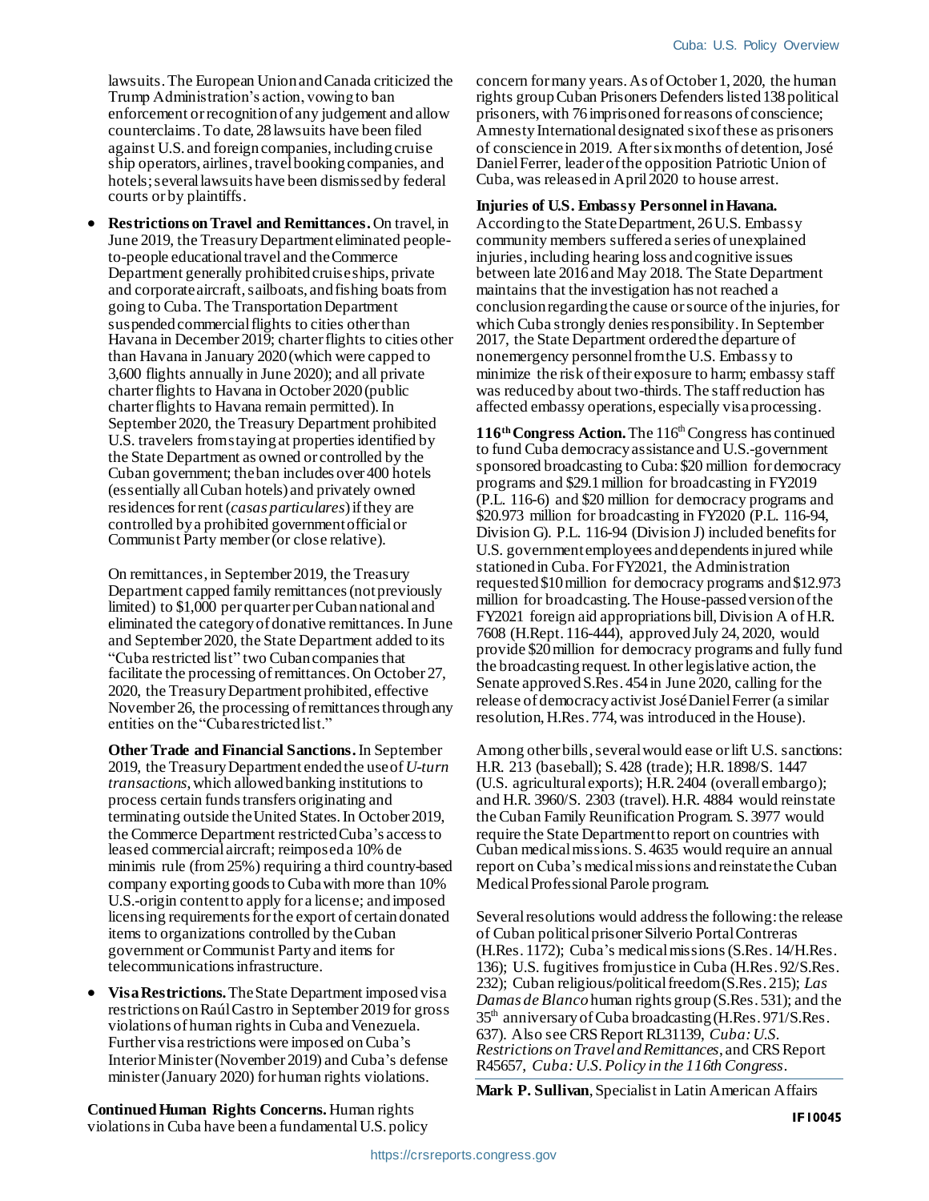lawsuits. The European Union and Canada criticized the Trump Administration's action, vowing to ban enforcement or recognition of any judgement and allow counterclaims. To date, 28 lawsuits have been filed against U.S. and foreign companies, including cruise ship operators, airlines, travel booking companies, and hotels; several lawsuits have been dismissed by federal courts or by plaintiffs.

- **Restrictions on Travel and Remittances.** On travel, in June 2019, the Treasury Department eliminated people-to-people educational travel and the Commerce Department generally prohibited cruise ships, private and corporate aircraft, sailboats, and fishing boats from going to Cuba. The Transportation Department suspended commercial flights to cities other than Havana in December 2019; charter flights to cities other than Havana in January 2020 (which were capped to 3,600 flights annually in June 2020); and all private charter flights to Havana in October 2020 (public charter flights to Havana remain permitted). In September 2020, the Treasury Department prohibited U.S. travelers from staying at properties identified by the State Department as owned or controlled by the Cuban government; the ban includes over 400 hotels (essentially all Cuban hotels) and privately owned residences for rent (*casas particulares*) if they are controlled by a prohibited government official or Communist Party member (or close relative).

  On remittances, in September 2019, the Treasury Department capped family remittances (not previously limited) to $1,000 per quarter per Cuban national and eliminated the category of donative remittances. In June and September 2020, the State Department added to its "Cuba restricted list" two Cuban companies that facilitate the processing of remittances. On October 27, 2020, the Treasury Department prohibited, effective November 26, the processing of remittances through any entities on the "Cuba restricted list."

  **Other Trade and Financial Sanctions.** In September 2019, the Treasury Department ended the use of *U-turn transactions*, which allowed banking institutions to process certain funds transfers originating and terminating outside the United States. In October 2019, the Commerce Department restricted Cuba's access to leased commercial aircraft; reimposed a 10% de minimis rule (from 25%) requiring a third country-based company exporting goods to Cuba with more than 10% U.S.-origin content to apply for a license; and imposed licensing requirements for the export of certain donated items to organizations controlled by the Cuban government or Communist Party and items for telecommunications infrastructure.

- **Visa Restrictions.** The State Department imposed visa restrictions on Raúl Castro in September 2019 for gross violations of human rights in Cuba and Venezuela. Further visa restrictions were imposed on Cuba's Interior Minister (November 2019) and Cuba's defense minister (January 2020) for human rights violations.

**Continued Human Rights Concerns.** Human rights violations in Cuba have been a fundamental U.S. policy concern for many years. As of October 1, 2020, the human rights group Cuban Prisoners Defenders listed 138 political prisoners, with 76 imprisoned for reasons of conscience; Amnesty International designated six of these as prisoners of conscience in 2019. After six months of detention, José Daniel Ferrer, leader of the opposition Patriotic Union of Cuba, was released in April 2020 to house arrest.

**Injuries of U.S. Embassy Personnel in Havana.** According to the State Department, 26 U.S. Embassy community members suffered a series of unexplained injuries, including hearing loss and cognitive issues between late 2016 and May 2018. The State Department maintains that the investigation has not reached a conclusion regarding the cause or source of the injuries, for which Cuba strongly denies responsibility. In September 2017, the State Department ordered the departure of nonemergency personnel from the U.S. Embassy to minimize the risk of their exposure to harm; embassy staff was reduced by about two-thirds. The staff reduction has affected embassy operations, especially visa processing.

**116th Congress Action.** The 116th Congress has continued to fund Cuba democracy assistance and U.S.-government sponsored broadcasting to Cuba: $20 million for democracy programs and $29.1 million for broadcasting in FY2019 (P.L. 116-6) and $20 million for democracy programs and $20.973 million for broadcasting in FY2020 (P.L. 116-94, Division G). P.L. 116-94 (Division J) included benefits for U.S. government employees and dependents injured while stationed in Cuba. For FY2021, the Administration requested $10 million for democracy programs and $12.973 million for broadcasting. The House-passed version of the FY2021 foreign aid appropriations bill, Division A of H.R. 7608 (H.Rept. 116-444), approved July 24, 2020, would provide $20 million for democracy programs and fully fund the broadcasting request. In other legislative action, the Senate approved S.Res. 454 in June 2020, calling for the release of democracy activist José Daniel Ferrer (a similar resolution, H.Res. 774, was introduced in the House).

Among other bills, several would ease or lift U.S. sanctions: H.R. 213 (baseball); S. 428 (trade); H.R. 1898/S. 1447 (U.S. agricultural exports); H.R. 2404 (overall embargo); and H.R. 3960/S. 2303 (travel). H.R. 4884 would reinstate the Cuban Family Reunification Program. S. 3977 would require the State Department to report on countries with Cuban medical missions. S. 4635 would require an annual report on Cuba's medical missions and reinstate the Cuban Medical Professional Parole program.

Several resolutions would address the following: the release of Cuban political prisoner Silverio Portal Contreras (H.Res. 1172); Cuba's medical missions (S.Res. 14/H.Res. 136); U.S. fugitives from justice in Cuba (H.Res. 92/S.Res. 232); Cuban religious/political freedom (S.Res. 215); *Las Damas de Blanco* human rights group (S.Res. 531); and the 35th anniversary of Cuba broadcasting (H.Res. 971/S.Res. 637). Also see CRS Report RL31139, *Cuba: U.S. Restrictions on Travel and Remittances*, and CRS Report R45657, *Cuba: U.S. Policy in the 116th Congress*.

**Mark P. Sullivan**, Specialist in Latin American Affairs

IF10045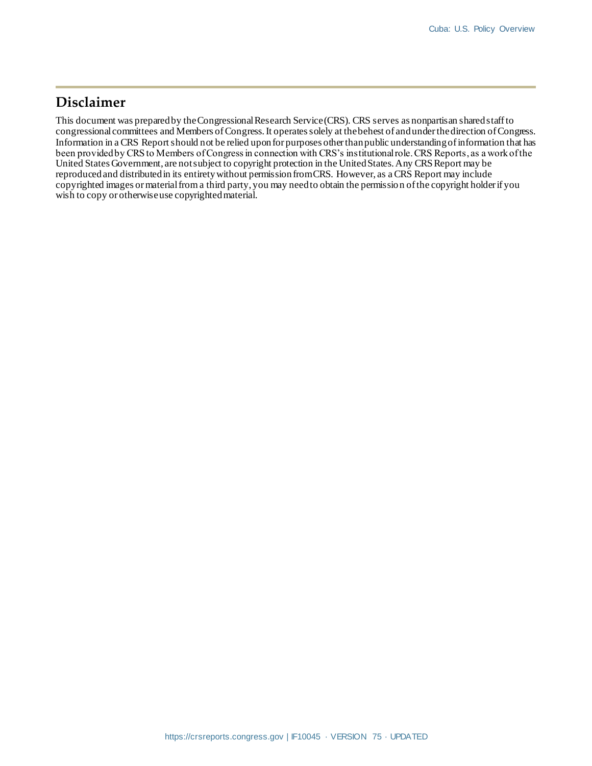## Disclaimer

This document was prepared by the Congressional Research Service (CRS). CRS serves as nonpartisan shared staff to congressional committees and Members of Congress. It operates solely at the behest of and under the direction of Congress. Information in a CRS Report should not be relied upon for purposes other than public understanding of information that has been provided by CRS to Members of Congress in connection with CRS's institutional role. CRS Reports, as a work of the United States Government, are not subject to copyright protection in the United States. Any CRS Report may be reproduced and distributed in its entirety without permission from CRS. However, as a CRS Report may include copyrighted images or material from a third party, you may need to obtain the permission of the copyright holder if you wish to copy or otherwise use copyrighted material.